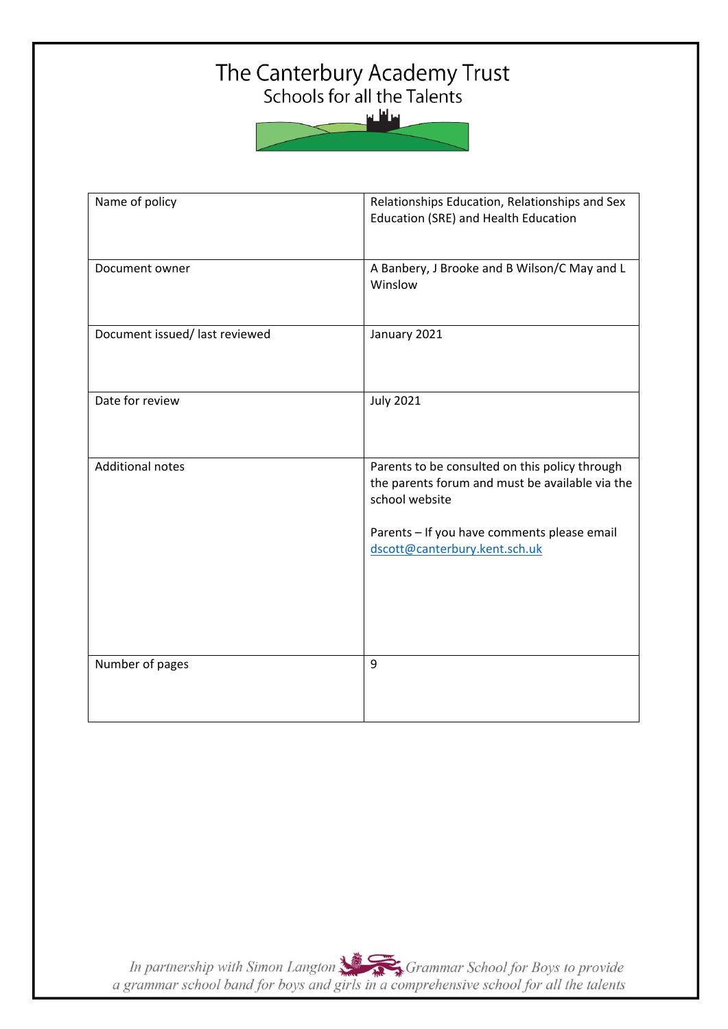# The Canterbury Academy Trust

Schools for all the Talents

| Name of policy | Relationships Education, Relationships and Sex Education (SRE) and Health Education |
|---|---|
| Document owner | A Banbery, J Brooke and B Wilson/C May and L Winslow |
| Document issued/ last reviewed | January 2021 |
| Date for review | July 2021 |
| Additional notes | Parents to be consulted on this policy through the parents forum and must be available via the school website<br><br>Parents – If you have comments please email dscott@canterbury.kent.sch.uk |
| Number of pages | 9 |

*In partnership with Simon Langton Grammar School for Boys to provide a grammar school band for boys and girls in a comprehensive school for all the talents*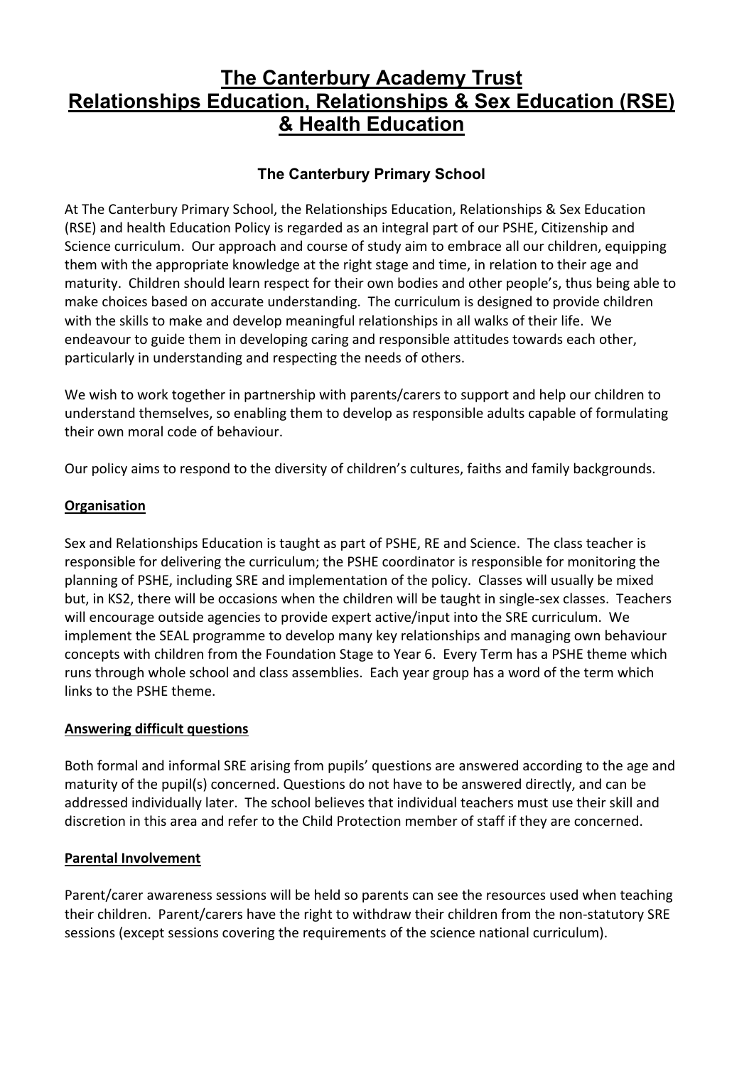# The Canterbury Academy Trust
# Relationships Education, Relationships & Sex Education (RSE) & Health Education

### The Canterbury Primary School

At The Canterbury Primary School, the Relationships Education, Relationships & Sex Education (RSE) and health Education Policy is regarded as an integral part of our PSHE, Citizenship and Science curriculum. Our approach and course of study aim to embrace all our children, equipping them with the appropriate knowledge at the right stage and time, in relation to their age and maturity. Children should learn respect for their own bodies and other people's, thus being able to make choices based on accurate understanding. The curriculum is designed to provide children with the skills to make and develop meaningful relationships in all walks of their life. We endeavour to guide them in developing caring and responsible attitudes towards each other, particularly in understanding and respecting the needs of others.

We wish to work together in partnership with parents/carers to support and help our children to understand themselves, so enabling them to develop as responsible adults capable of formulating their own moral code of behaviour.

Our policy aims to respond to the diversity of children's cultures, faiths and family backgrounds.

**Organisation**

Sex and Relationships Education is taught as part of PSHE, RE and Science. The class teacher is responsible for delivering the curriculum; the PSHE coordinator is responsible for monitoring the planning of PSHE, including SRE and implementation of the policy. Classes will usually be mixed but, in KS2, there will be occasions when the children will be taught in single-sex classes. Teachers will encourage outside agencies to provide expert active/input into the SRE curriculum. We implement the SEAL programme to develop many key relationships and managing own behaviour concepts with children from the Foundation Stage to Year 6. Every Term has a PSHE theme which runs through whole school and class assemblies. Each year group has a word of the term which links to the PSHE theme.

**Answering difficult questions**

Both formal and informal SRE arising from pupils' questions are answered according to the age and maturity of the pupil(s) concerned. Questions do not have to be answered directly, and can be addressed individually later. The school believes that individual teachers must use their skill and discretion in this area and refer to the Child Protection member of staff if they are concerned.

**Parental Involvement**

Parent/carer awareness sessions will be held so parents can see the resources used when teaching their children. Parent/carers have the right to withdraw their children from the non-statutory SRE sessions (except sessions covering the requirements of the science national curriculum).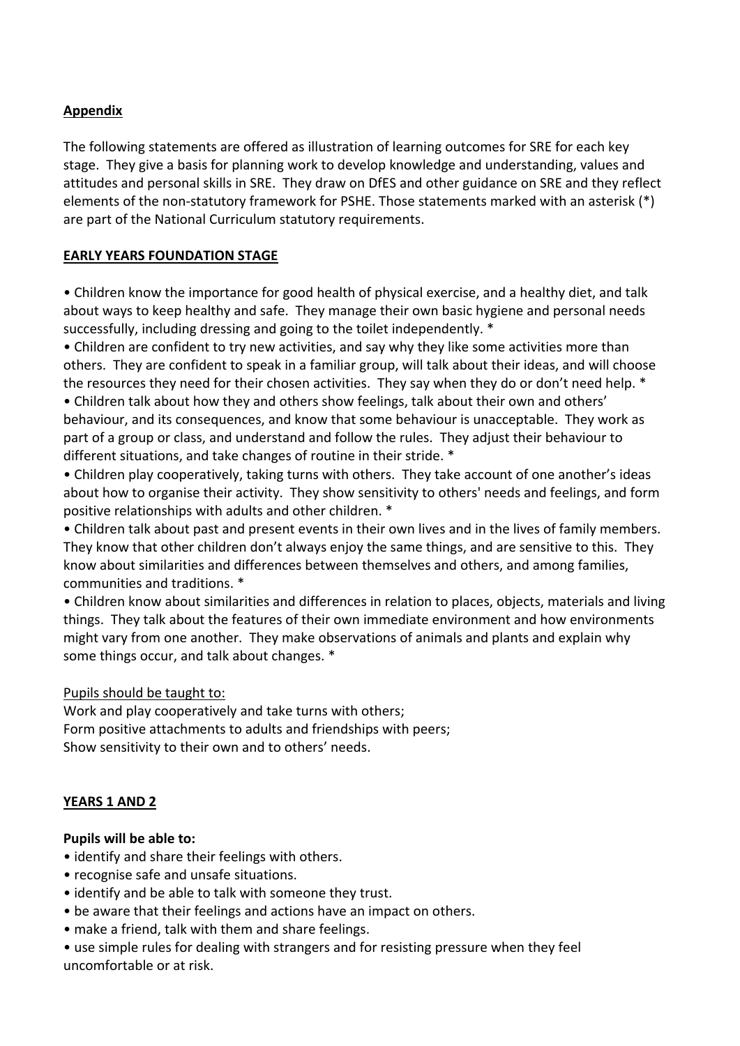**Appendix**

The following statements are offered as illustration of learning outcomes for SRE for each key stage. They give a basis for planning work to develop knowledge and understanding, values and attitudes and personal skills in SRE. They draw on DfES and other guidance on SRE and they reflect elements of the non-statutory framework for PSHE. Those statements marked with an asterisk (*) are part of the National Curriculum statutory requirements.

**EARLY YEARS FOUNDATION STAGE**

- Children know the importance for good health of physical exercise, and a healthy diet, and talk about ways to keep healthy and safe. They manage their own basic hygiene and personal needs successfully, including dressing and going to the toilet independently. *
- Children are confident to try new activities, and say why they like some activities more than others. They are confident to speak in a familiar group, will talk about their ideas, and will choose the resources they need for their chosen activities. They say when they do or don't need help. *
- Children talk about how they and others show feelings, talk about their own and others' behaviour, and its consequences, and know that some behaviour is unacceptable. They work as part of a group or class, and understand and follow the rules. They adjust their behaviour to different situations, and take changes of routine in their stride. *
- Children play cooperatively, taking turns with others. They take account of one another's ideas about how to organise their activity. They show sensitivity to others' needs and feelings, and form positive relationships with adults and other children. *
- Children talk about past and present events in their own lives and in the lives of family members. They know that other children don't always enjoy the same things, and are sensitive to this. They know about similarities and differences between themselves and others, and among families, communities and traditions. *
- Children know about similarities and differences in relation to places, objects, materials and living things. They talk about the features of their own immediate environment and how environments might vary from one another. They make observations of animals and plants and explain why some things occur, and talk about changes. *

Pupils should be taught to:

Work and play cooperatively and take turns with others;
Form positive attachments to adults and friendships with peers;
Show sensitivity to their own and to others' needs.

**YEARS 1 AND 2**

**Pupils will be able to:**

- identify and share their feelings with others.
- recognise safe and unsafe situations.
- identify and be able to talk with someone they trust.
- be aware that their feelings and actions have an impact on others.
- make a friend, talk with them and share feelings.
- use simple rules for dealing with strangers and for resisting pressure when they feel uncomfortable or at risk.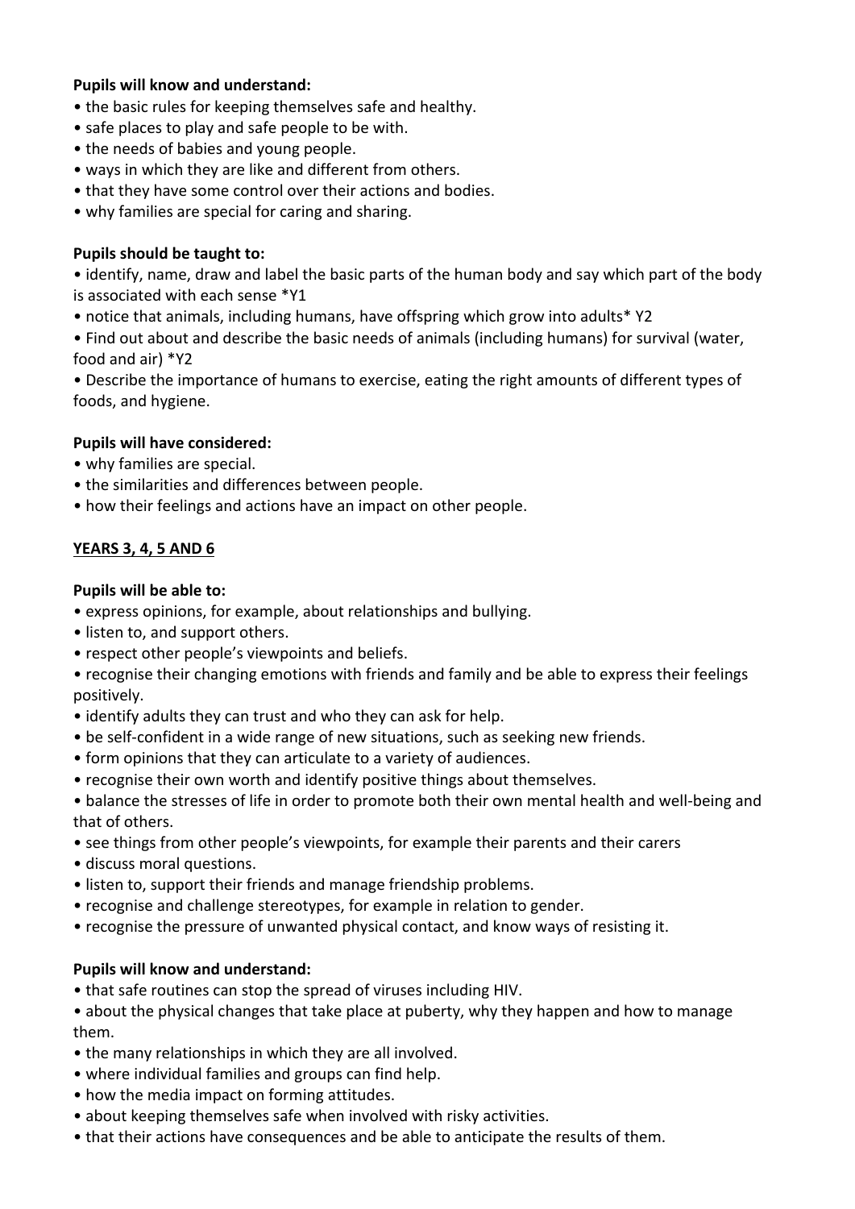**Pupils will know and understand:**

- the basic rules for keeping themselves safe and healthy.
- safe places to play and safe people to be with.
- the needs of babies and young people.
- ways in which they are like and different from others.
- that they have some control over their actions and bodies.
- why families are special for caring and sharing.

**Pupils should be taught to:**

- identify, name, draw and label the basic parts of the human body and say which part of the body is associated with each sense *Y1
- notice that animals, including humans, have offspring which grow into adults* Y2
- Find out about and describe the basic needs of animals (including humans) for survival (water, food and air) *Y2
- Describe the importance of humans to exercise, eating the right amounts of different types of foods, and hygiene.

**Pupils will have considered:**

- why families are special.
- the similarities and differences between people.
- how their feelings and actions have an impact on other people.

## YEARS 3, 4, 5 AND 6

**Pupils will be able to:**

- express opinions, for example, about relationships and bullying.
- listen to, and support others.
- respect other people's viewpoints and beliefs.
- recognise their changing emotions with friends and family and be able to express their feelings positively.
- identify adults they can trust and who they can ask for help.
- be self-confident in a wide range of new situations, such as seeking new friends.
- form opinions that they can articulate to a variety of audiences.
- recognise their own worth and identify positive things about themselves.
- balance the stresses of life in order to promote both their own mental health and well-being and that of others.
- see things from other people's viewpoints, for example their parents and their carers
- discuss moral questions.
- listen to, support their friends and manage friendship problems.
- recognise and challenge stereotypes, for example in relation to gender.
- recognise the pressure of unwanted physical contact, and know ways of resisting it.

**Pupils will know and understand:**

- that safe routines can stop the spread of viruses including HIV.
- about the physical changes that take place at puberty, why they happen and how to manage them.
- the many relationships in which they are all involved.
- where individual families and groups can find help.
- how the media impact on forming attitudes.
- about keeping themselves safe when involved with risky activities.
- that their actions have consequences and be able to anticipate the results of them.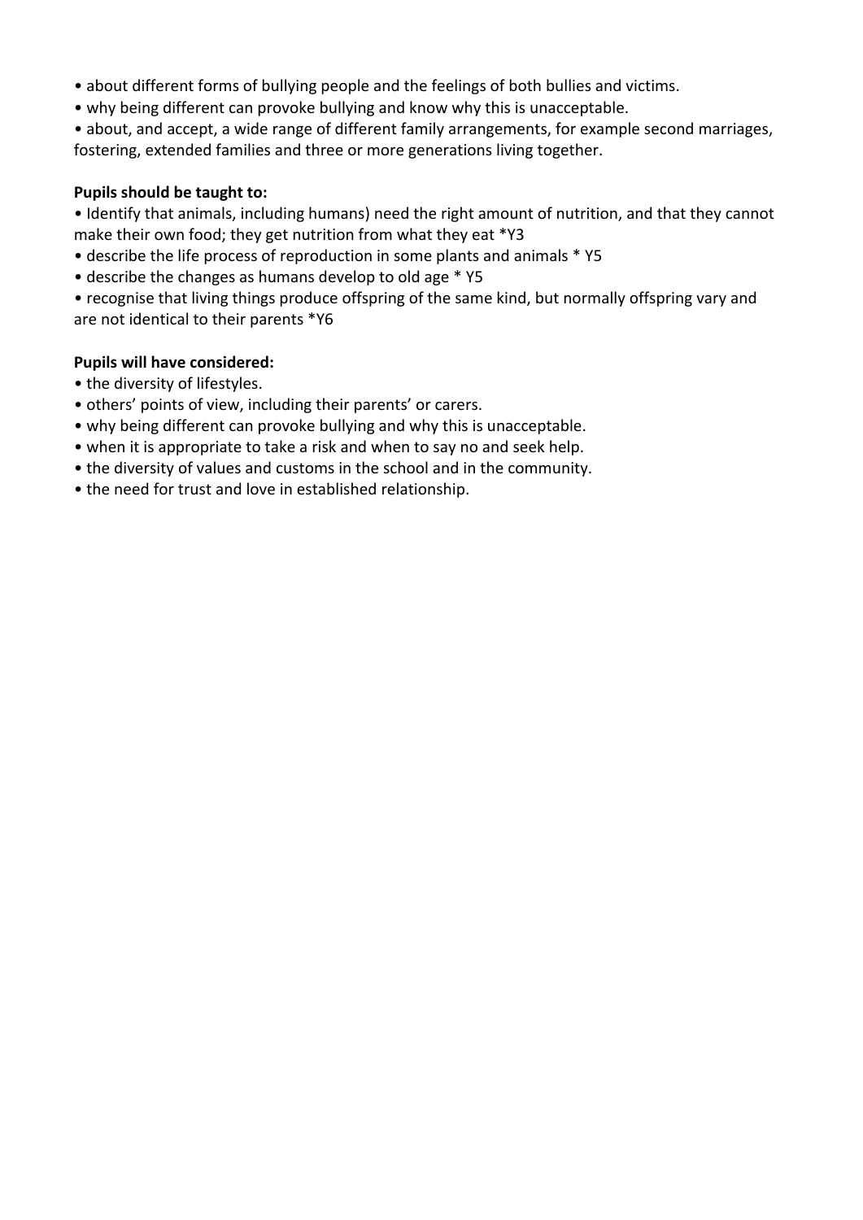- about different forms of bullying people and the feelings of both bullies and victims.
- why being different can provoke bullying and know why this is unacceptable.
- about, and accept, a wide range of different family arrangements, for example second marriages, fostering, extended families and three or more generations living together.

**Pupils should be taught to:**

- Identify that animals, including humans) need the right amount of nutrition, and that they cannot make their own food; they get nutrition from what they eat *Y3
- describe the life process of reproduction in some plants and animals * Y5
- describe the changes as humans develop to old age * Y5
- recognise that living things produce offspring of the same kind, but normally offspring vary and are not identical to their parents *Y6

**Pupils will have considered:**

- the diversity of lifestyles.
- others' points of view, including their parents' or carers.
- why being different can provoke bullying and why this is unacceptable.
- when it is appropriate to take a risk and when to say no and seek help.
- the diversity of values and customs in the school and in the community.
- the need for trust and love in established relationship.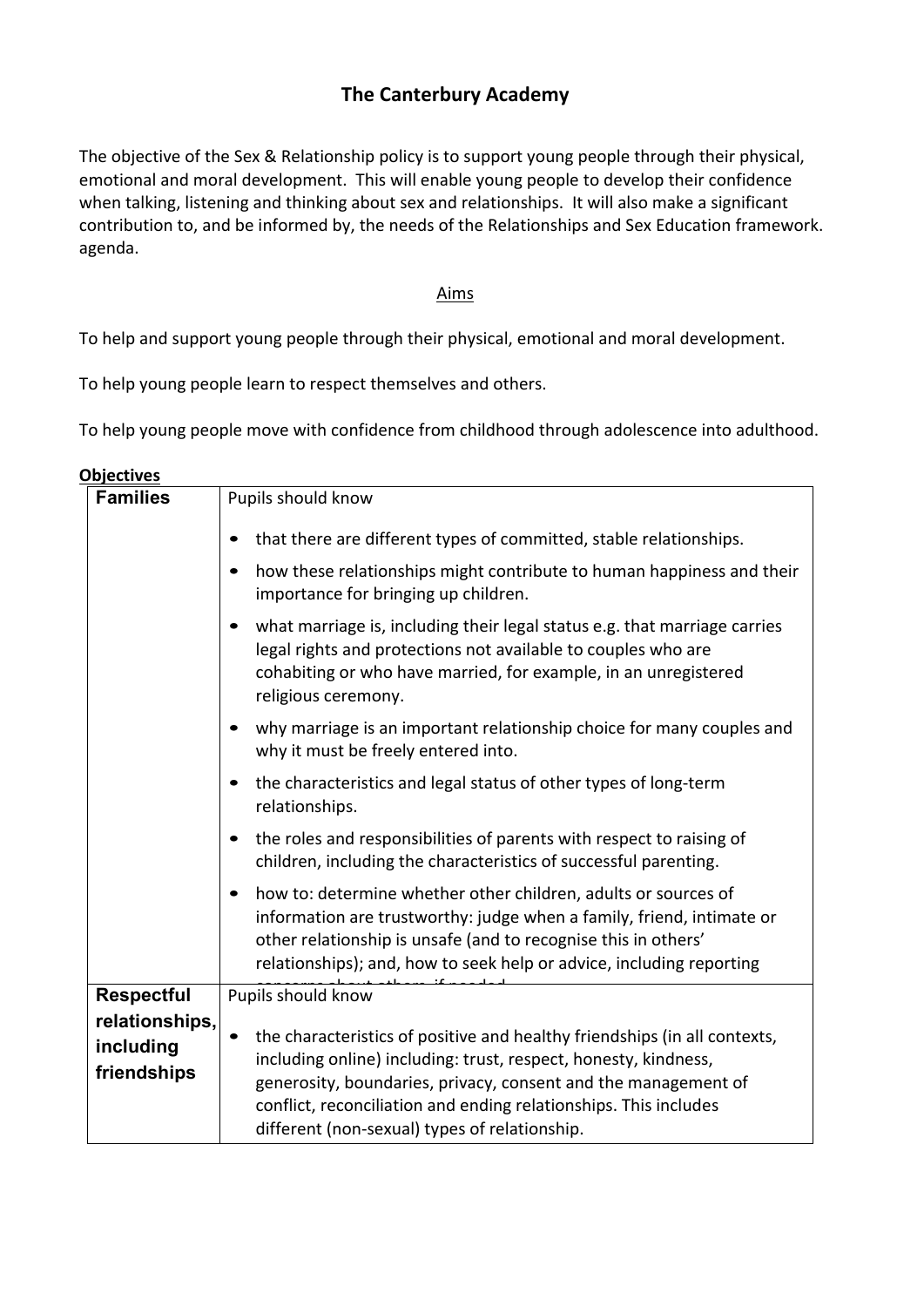# The Canterbury Academy

The objective of the Sex & Relationship policy is to support young people through their physical, emotional and moral development. This will enable young people to develop their confidence when talking, listening and thinking about sex and relationships. It will also make a significant contribution to, and be informed by, the needs of the Relationships and Sex Education framework. agenda.

## Aims

To help and support young people through their physical, emotional and moral development.

To help young people learn to respect themselves and others.

To help young people move with confidence from childhood through adolescence into adulthood.

**Objectives**

| | |
|---|---|
| **Families** | Pupils should know<br>• that there are different types of committed, stable relationships.<br>• how these relationships might contribute to human happiness and their importance for bringing up children.<br>• what marriage is, including their legal status e.g. that marriage carries legal rights and protections not available to couples who are cohabiting or who have married, for example, in an unregistered religious ceremony.<br>• why marriage is an important relationship choice for many couples and why it must be freely entered into.<br>• the characteristics and legal status of other types of long-term relationships.<br>• the roles and responsibilities of parents with respect to raising of children, including the characteristics of successful parenting.<br>• how to: determine whether other children, adults or sources of information are trustworthy: judge when a family, friend, intimate or other relationship is unsafe (and to recognise this in others' relationships); and, how to seek help or advice, including reporting concerns about others, if needed. |
| **Respectful relationships, including friendships** | Pupils should know<br>• the characteristics of positive and healthy friendships (in all contexts, including online) including: trust, respect, honesty, kindness, generosity, boundaries, privacy, consent and the management of conflict, reconciliation and ending relationships. This includes different (non-sexual) types of relationship. |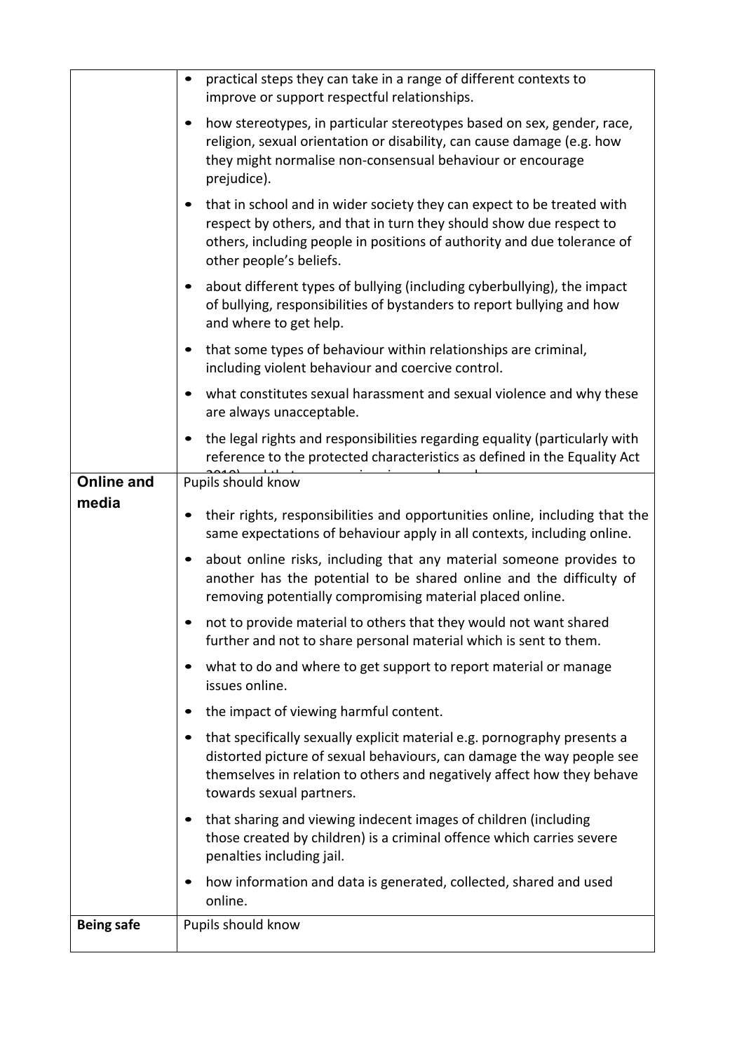| | |
|---|---|
| | • practical steps they can take in a range of different contexts to improve or support respectful relationships.<br>• how stereotypes, in particular stereotypes based on sex, gender, race, religion, sexual orientation or disability, can cause damage (e.g. how they might normalise non-consensual behaviour or encourage prejudice).<br>• that in school and in wider society they can expect to be treated with respect by others, and that in turn they should show due respect to others, including people in positions of authority and due tolerance of other people's beliefs.<br>• about different types of bullying (including cyberbullying), the impact of bullying, responsibilities of bystanders to report bullying and how and where to get help.<br>• that some types of behaviour within relationships are criminal, including violent behaviour and coercive control.<br>• what constitutes sexual harassment and sexual violence and why these are always unacceptable.<br>• the legal rights and responsibilities regarding equality (particularly with reference to the protected characteristics as defined in the Equality Act |
| **Online and media** | Pupils should know<br>• their rights, responsibilities and opportunities online, including that the same expectations of behaviour apply in all contexts, including online.<br>• about online risks, including that any material someone provides to another has the potential to be shared online and the difficulty of removing potentially compromising material placed online.<br>• not to provide material to others that they would not want shared further and not to share personal material which is sent to them.<br>• what to do and where to get support to report material or manage issues online.<br>• the impact of viewing harmful content.<br>• that specifically sexually explicit material e.g. pornography presents a distorted picture of sexual behaviours, can damage the way people see themselves in relation to others and negatively affect how they behave towards sexual partners.<br>• that sharing and viewing indecent images of children (including those created by children) is a criminal offence which carries severe penalties including jail.<br>• how information and data is generated, collected, shared and used online. |
| **Being safe** | Pupils should know |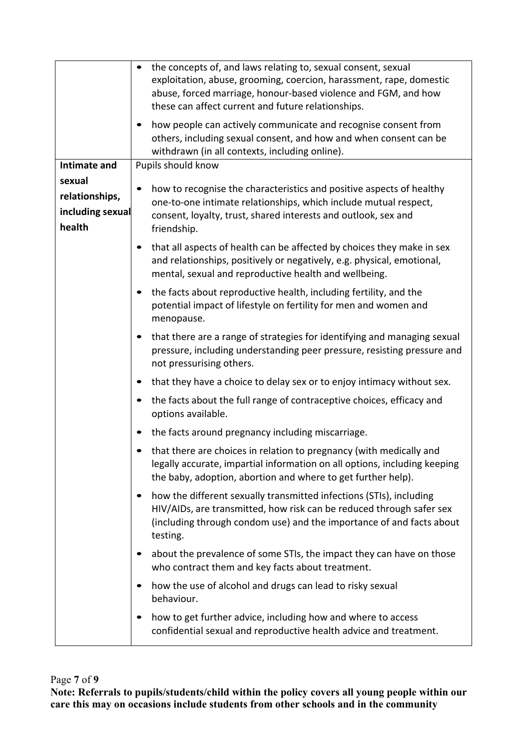| | |
|---|---|
| | • the concepts of, and laws relating to, sexual consent, sexual exploitation, abuse, grooming, coercion, harassment, rape, domestic abuse, forced marriage, honour-based violence and FGM, and how these can affect current and future relationships.<br><br>• how people can actively communicate and recognise consent from others, including sexual consent, and how and when consent can be withdrawn (in all contexts, including online). |
| **Intimate and sexual relationships, including sexual health** | Pupils should know<br><br>• how to recognise the characteristics and positive aspects of healthy one-to-one intimate relationships, which include mutual respect, consent, loyalty, trust, shared interests and outlook, sex and friendship.<br><br>• that all aspects of health can be affected by choices they make in sex and relationships, positively or negatively, e.g. physical, emotional, mental, sexual and reproductive health and wellbeing.<br><br>• the facts about reproductive health, including fertility, and the potential impact of lifestyle on fertility for men and women and menopause.<br><br>• that there are a range of strategies for identifying and managing sexual pressure, including understanding peer pressure, resisting pressure and not pressurising others.<br><br>• that they have a choice to delay sex or to enjoy intimacy without sex.<br><br>• the facts about the full range of contraceptive choices, efficacy and options available.<br><br>• the facts around pregnancy including miscarriage.<br><br>• that there are choices in relation to pregnancy (with medically and legally accurate, impartial information on all options, including keeping the baby, adoption, abortion and where to get further help).<br><br>• how the different sexually transmitted infections (STIs), including HIV/AIDs, are transmitted, how risk can be reduced through safer sex (including through condom use) and the importance of and facts about testing.<br><br>• about the prevalence of some STIs, the impact they can have on those who contract them and key facts about treatment.<br><br>• how the use of alcohol and drugs can lead to risky sexual behaviour.<br><br>• how to get further advice, including how and where to access confidential sexual and reproductive health advice and treatment. |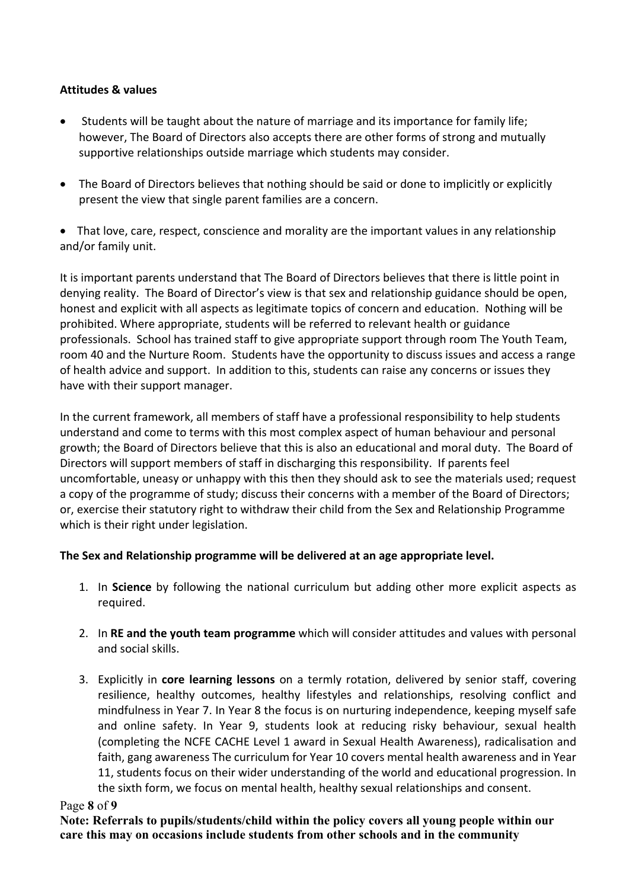**Attitudes & values**

- Students will be taught about the nature of marriage and its importance for family life; however, The Board of Directors also accepts there are other forms of strong and mutually supportive relationships outside marriage which students may consider.
- The Board of Directors believes that nothing should be said or done to implicitly or explicitly present the view that single parent families are a concern.
- That love, care, respect, conscience and morality are the important values in any relationship and/or family unit.

It is important parents understand that The Board of Directors believes that there is little point in denying reality. The Board of Director's view is that sex and relationship guidance should be open, honest and explicit with all aspects as legitimate topics of concern and education. Nothing will be prohibited. Where appropriate, students will be referred to relevant health or guidance professionals. School has trained staff to give appropriate support through room The Youth Team, room 40 and the Nurture Room. Students have the opportunity to discuss issues and access a range of health advice and support. In addition to this, students can raise any concerns or issues they have with their support manager.

In the current framework, all members of staff have a professional responsibility to help students understand and come to terms with this most complex aspect of human behaviour and personal growth; the Board of Directors believe that this is also an educational and moral duty. The Board of Directors will support members of staff in discharging this responsibility. If parents feel uncomfortable, uneasy or unhappy with this then they should ask to see the materials used; request a copy of the programme of study; discuss their concerns with a member of the Board of Directors; or, exercise their statutory right to withdraw their child from the Sex and Relationship Programme which is their right under legislation.

**The Sex and Relationship programme will be delivered at an age appropriate level.**

1. In **Science** by following the national curriculum but adding other more explicit aspects as required.
2. In **RE and the youth team programme** which will consider attitudes and values with personal and social skills.
3. Explicitly in **core learning lessons** on a termly rotation, delivered by senior staff, covering resilience, healthy outcomes, healthy lifestyles and relationships, resolving conflict and mindfulness in Year 7. In Year 8 the focus is on nurturing independence, keeping myself safe and online safety. In Year 9, students look at reducing risky behaviour, sexual health (completing the NCFE CACHE Level 1 award in Sexual Health Awareness), radicalisation and faith, gang awareness The curriculum for Year 10 covers mental health awareness and in Year 11, students focus on their wider understanding of the world and educational progression. In the sixth form, we focus on mental health, healthy sexual relationships and consent.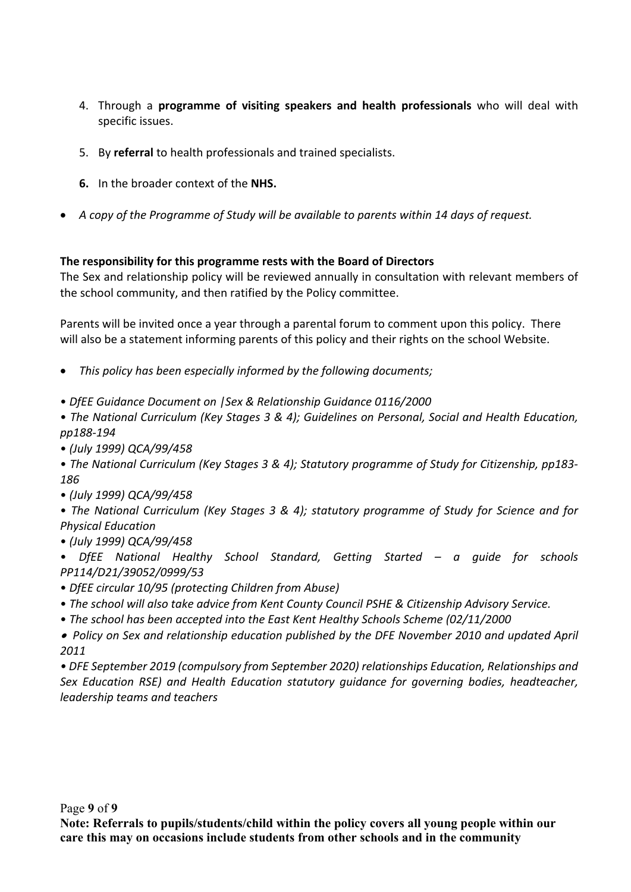4. Through a **programme of visiting speakers and health professionals** who will deal with specific issues.

5. By **referral** to health professionals and trained specialists.

6. In the broader context of the **NHS.**

- *A copy of the Programme of Study will be available to parents within 14 days of request.*

**The responsibility for this programme rests with the Board of Directors**

The Sex and relationship policy will be reviewed annually in consultation with relevant members of the school community, and then ratified by the Policy committee.

Parents will be invited once a year through a parental forum to comment upon this policy. There will also be a statement informing parents of this policy and their rights on the school Website.

- *This policy has been especially informed by the following documents;*

- *DfEE Guidance Document on |Sex & Relationship Guidance 0116/2000*
- *The National Curriculum (Key Stages 3 & 4); Guidelines on Personal, Social and Health Education, pp188-194*
- *(July 1999) QCA/99/458*
- *The National Curriculum (Key Stages 3 & 4); Statutory programme of Study for Citizenship, pp183-186*
- *(July 1999) QCA/99/458*
- *The National Curriculum (Key Stages 3 & 4); statutory programme of Study for Science and for Physical Education*
- *(July 1999) QCA/99/458*
- *DfEE National Healthy School Standard, Getting Started – a guide for schools PP114/D21/39052/0999/53*
- *DfEE circular 10/95 (protecting Children from Abuse)*
- *The school will also take advice from Kent County Council PSHE & Citizenship Advisory Service.*
- *The school has been accepted into the East Kent Healthy Schools Scheme (02/11/2000*
- *Policy on Sex and relationship education published by the DFE November 2010 and updated April 2011*
- *DFE September 2019 (compulsory from September 2020) relationships Education, Relationships and Sex Education RSE) and Health Education statutory guidance for governing bodies, headteacher, leadership teams and teachers*

**Note: Referrals to pupils/students/child within the policy covers all young people within our care this may on occasions include students from other schools and in the community**